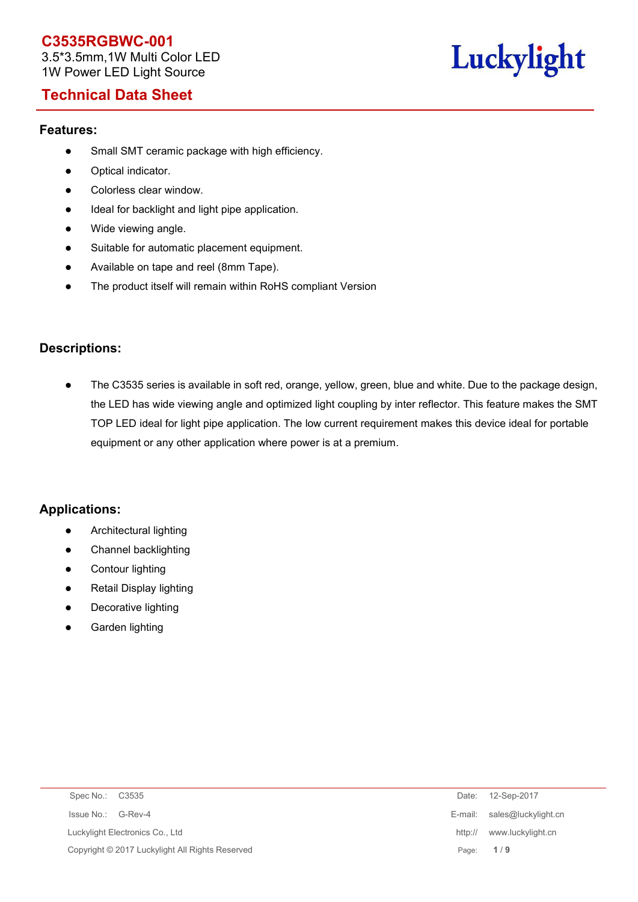# C3535RGBWC-001

3.5*3.5mm,1W Multi Color LED
1W Power LED Light Source

Luckylight

## Technical Data Sheet

### Features:

- Small SMT ceramic package with high efficiency.
- Optical indicator.
- Colorless clear window.
- Ideal for backlight and light pipe application.
- Wide viewing angle.
- Suitable for automatic placement equipment.
- Available on tape and reel (8mm Tape).
- The product itself will remain within RoHS compliant Version

### Descriptions:

- The C3535 series is available in soft red, orange, yellow, green, blue and white. Due to the package design, the LED has wide viewing angle and optimized light coupling by inter reflector. This feature makes the SMT TOP LED ideal for light pipe application. The low current requirement makes this device ideal for portable equipment or any other application where power is at a premium.

### Applications:

- Architectural lighting
- Channel backlighting
- Contour lighting
- Retail Display lighting
- Decorative lighting
- Garden lighting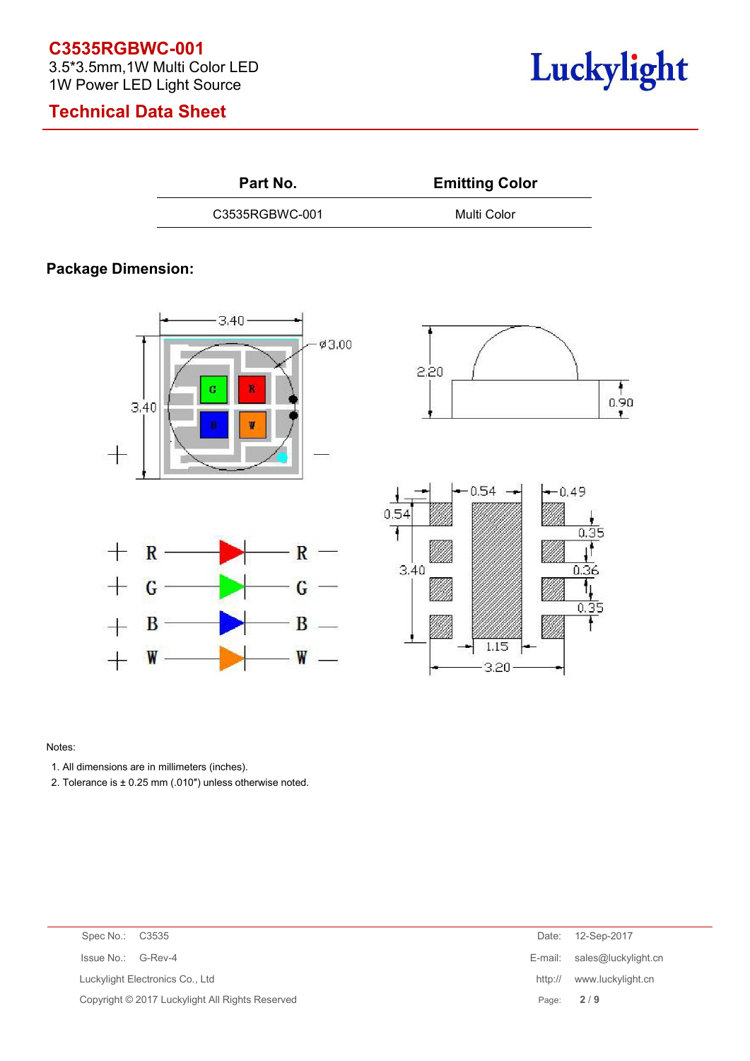| Part No. | Emitting Color |
| --- | --- |
| C3535RGBWC-001 | Multi Color |

**Package Dimension:**

Notes:

1. All dimensions are in millimeters (inches).
2. Tolerance is ± 0.25 mm (.010″) unless otherwise noted.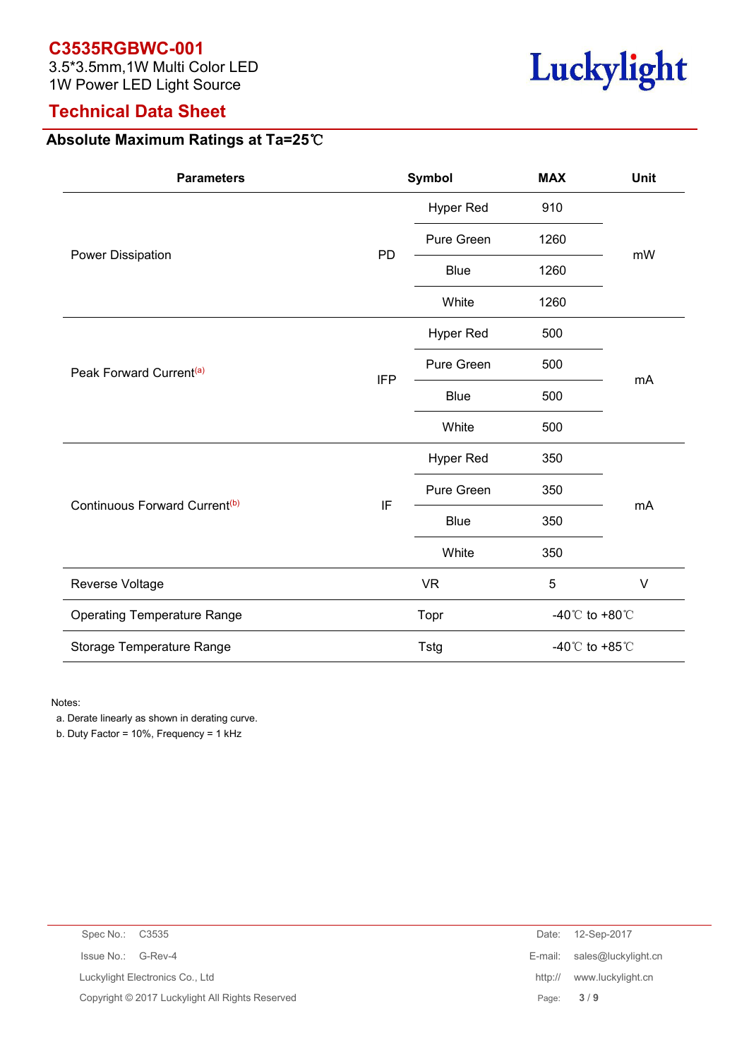**C3535RGBWC-001**
3.5*3.5mm,1W Multi Color LED
1W Power LED Light Source

## Technical Data Sheet

### Absolute Maximum Ratings at Ta=25℃

| Parameters | Symbol | | MAX | Unit |
|---|---|---|---|---|
| Power Dissipation | PD | Hyper Red | 910 | mW |
| | | Pure Green | 1260 | |
| | | Blue | 1260 | |
| | | White | 1260 | |
| Peak Forward Current[a] | IFP | Hyper Red | 500 | mA |
| | | Pure Green | 500 | |
| | | Blue | 500 | |
| | | White | 500 | |
| Continuous Forward Current[b] | IF | Hyper Red | 350 | mA |
| | | Pure Green | 350 | |
| | | Blue | 350 | |
| | | White | 350 | |
| Reverse Voltage | VR | | 5 | V |
| Operating Temperature Range | Topr | | -40℃ to +80℃ | |
| Storage Temperature Range | Tstg | | -40℃ to +85℃ | |

Notes:

a. Derate linearly as shown in derating curve.

b. Duty Factor = 10%, Frequency = 1 kHz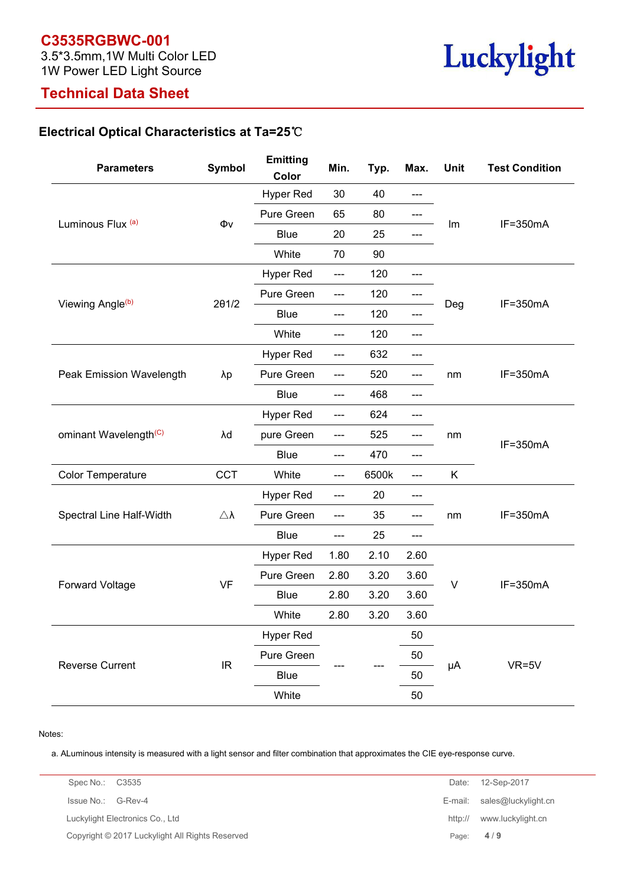# C3535RGBWC-001

3.5*3.5mm,1W Multi Color LED
1W Power LED Light Source

## Technical Data Sheet

### Electrical Optical Characteristics at Ta=25℃

| Parameters | Symbol | Emitting Color | Min. | Typ. | Max. | Unit | Test Condition |
|---|---|---|---|---|---|---|---|
| Luminous Flux [(a)] | Φv | Hyper Red | 30 | 40 | --- | lm | IF=350mA |
| | | Pure Green | 65 | 80 | --- | | |
| | | Blue | 20 | 25 | --- | | |
| | | White | 70 | 90 | | | |
| Viewing Angle[(b)] | 2θ1/2 | Hyper Red | --- | 120 | --- | Deg | IF=350mA |
| | | Pure Green | --- | 120 | --- | | |
| | | Blue | --- | 120 | --- | | |
| | | White | --- | 120 | --- | | |
| Peak Emission Wavelength | λp | Hyper Red | --- | 632 | --- | nm | IF=350mA |
| | | Pure Green | --- | 520 | --- | | |
| | | Blue | --- | 468 | --- | | |
| ominant Wavelength[(C)] | λd | Hyper Red | --- | 624 | --- | nm | IF=350mA |
| | | pure Green | --- | 525 | --- | | |
| | | Blue | --- | 470 | --- | | |
| Color Temperature | CCT | White | --- | 6500k | --- | K | |
| Spectral Line Half-Width | △λ | Hyper Red | --- | 20 | --- | nm | IF=350mA |
| | | Pure Green | --- | 35 | --- | | |
| | | Blue | --- | 25 | --- | | |
| Forward Voltage | VF | Hyper Red | 1.80 | 2.10 | 2.60 | V | IF=350mA |
| | | Pure Green | 2.80 | 3.20 | 3.60 | | |
| | | Blue | 2.80 | 3.20 | 3.60 | | |
| | | White | 2.80 | 3.20 | 3.60 | | |
| Reverse Current | IR | Hyper Red | --- | --- | 50 | μA | VR=5V |
| | | Pure Green | | | 50 | | |
| | | Blue | | | 50 | | |
| | | White | | | 50 | | |

Notes:

a. ALuminous intensity is measured with a light sensor and filter combination that approximates the CIE eye-response curve.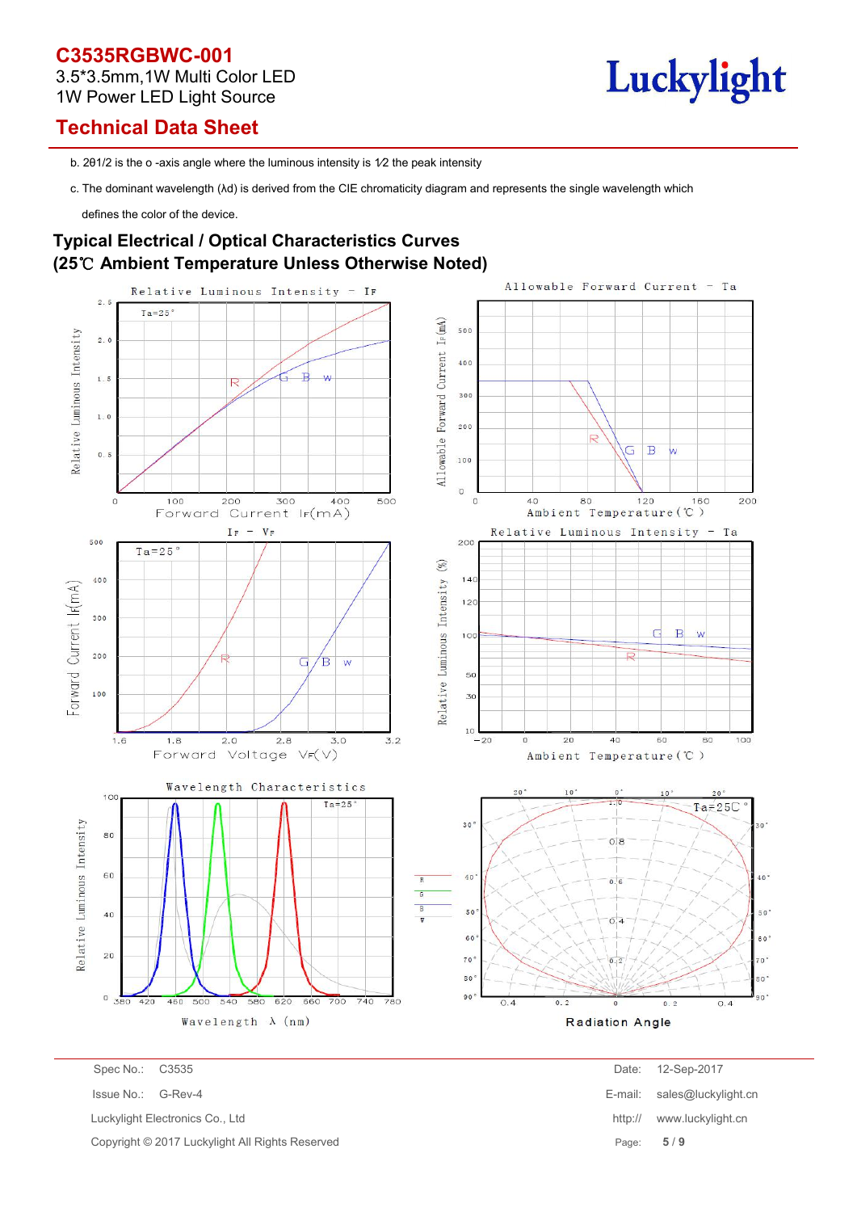b. 2θ1/2 is the o -axis angle where the luminous intensity is 1⁄2 the peak intensity

c. The dominant wavelength (λd) is derived from the CIE chromaticity diagram and represents the single wavelength which defines the color of the device.

## Typical Electrical / Optical Characteristics Curves
## (25℃ Ambient Temperature Unless Otherwise Noted)

Relative Luminous Intensity - $I_F$

Allowable Forward Current - Ta

$I_F$ - $V_F$

Relative Luminous Intensity - Ta

Wavelength Characteristics

Radiation Angle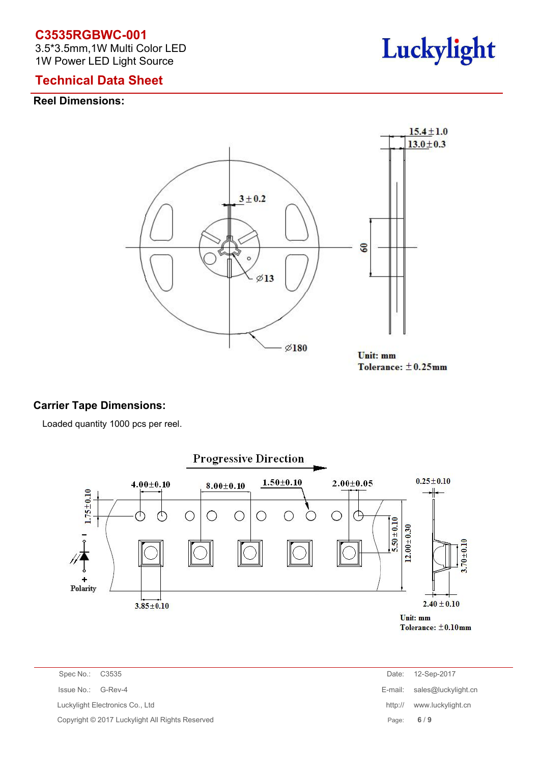# C3535RGBWC-001

3.5*3.5mm,1W Multi Color LED
1W Power LED Light Source

## Technical Data Sheet

### Reel Dimensions:

15.4±1.0
13.0±0.3
3±0.2
60
⌀13
⌀180

Unit: mm
Tolerance: ±0.25mm

### Carrier Tape Dimensions:

Loaded quantity 1000 pcs per reel.

Progressive Direction

4.00±0.10
8.00±0.10
1.50±0.10
2.00±0.05
0.25±0.10
1.75±0.10
5.50±0.10
12.00±0.30
3.70±0.10
3.85±0.10
2.40±0.10
Polarity

Unit: mm
Tolerance: ±0.10mm

| | | | |
|---|---|---|---|
| Spec No.: | C3535 | Date: | 12-Sep-2017 |
| Issue No.: | G-Rev-4 | E-mail: | sales@luckylight.cn |
| Luckylight Electronics Co., Ltd | | http:// | www.luckylight.cn |
| Copyright © 2017 Luckylight All Rights Reserved | | | |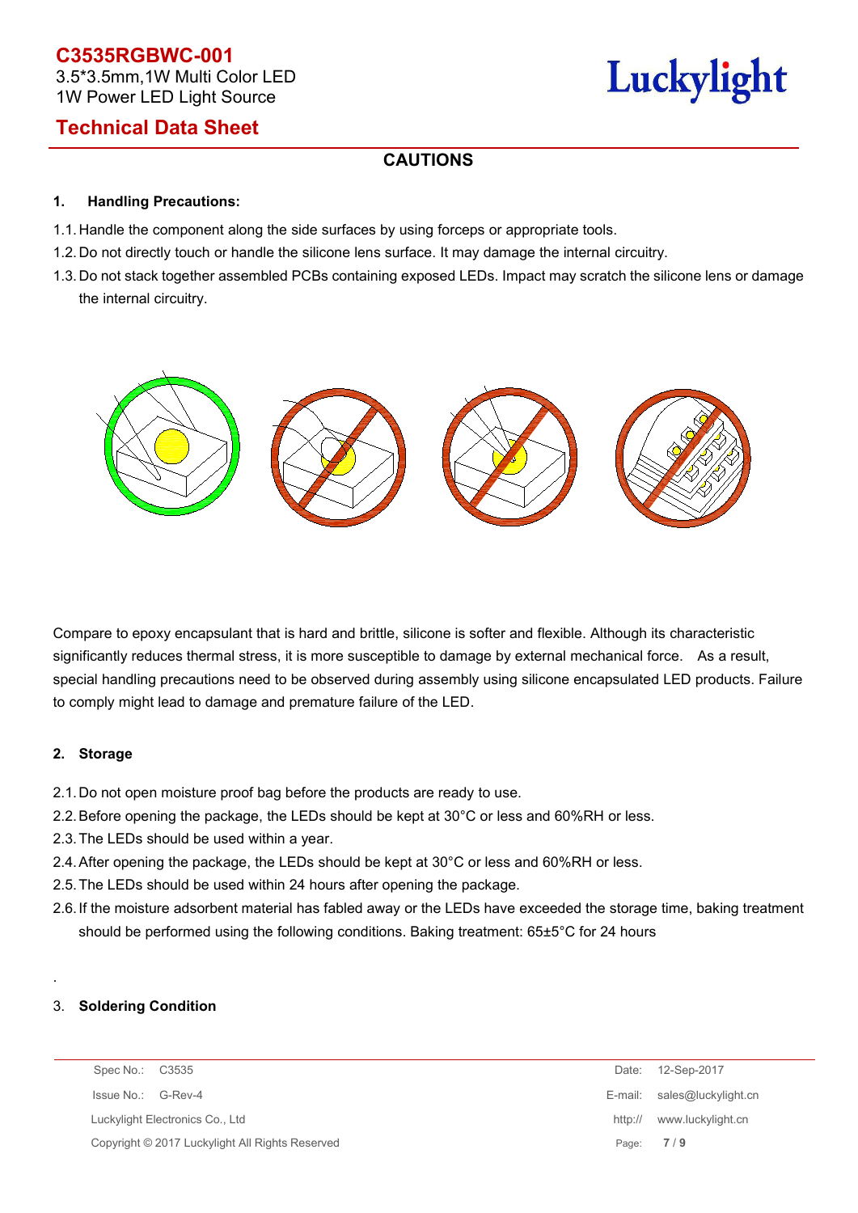## CAUTIONS

### 1. Handling Precautions:

1.1. Handle the component along the side surfaces by using forceps or appropriate tools.

1.2. Do not directly touch or handle the silicone lens surface. It may damage the internal circuitry.

1.3. Do not stack together assembled PCBs containing exposed LEDs. Impact may scratch the silicone lens or damage the internal circuitry.

Compare to epoxy encapsulant that is hard and brittle, silicone is softer and flexible. Although its characteristic significantly reduces thermal stress, it is more susceptible to damage by external mechanical force. As a result, special handling precautions need to be observed during assembly using silicone encapsulated LED products. Failure to comply might lead to damage and premature failure of the LED.

### 2. Storage

2.1. Do not open moisture proof bag before the products are ready to use.

2.2. Before opening the package, the LEDs should be kept at 30°C or less and 60%RH or less.

2.3. The LEDs should be used within a year.

2.4. After opening the package, the LEDs should be kept at 30°C or less and 60%RH or less.

2.5. The LEDs should be used within 24 hours after opening the package.

2.6. If the moisture adsorbent material has fabled away or the LEDs have exceeded the storage time, baking treatment should be performed using the following conditions. Baking treatment: 65±5°C for 24 hours

### 3. Soldering Condition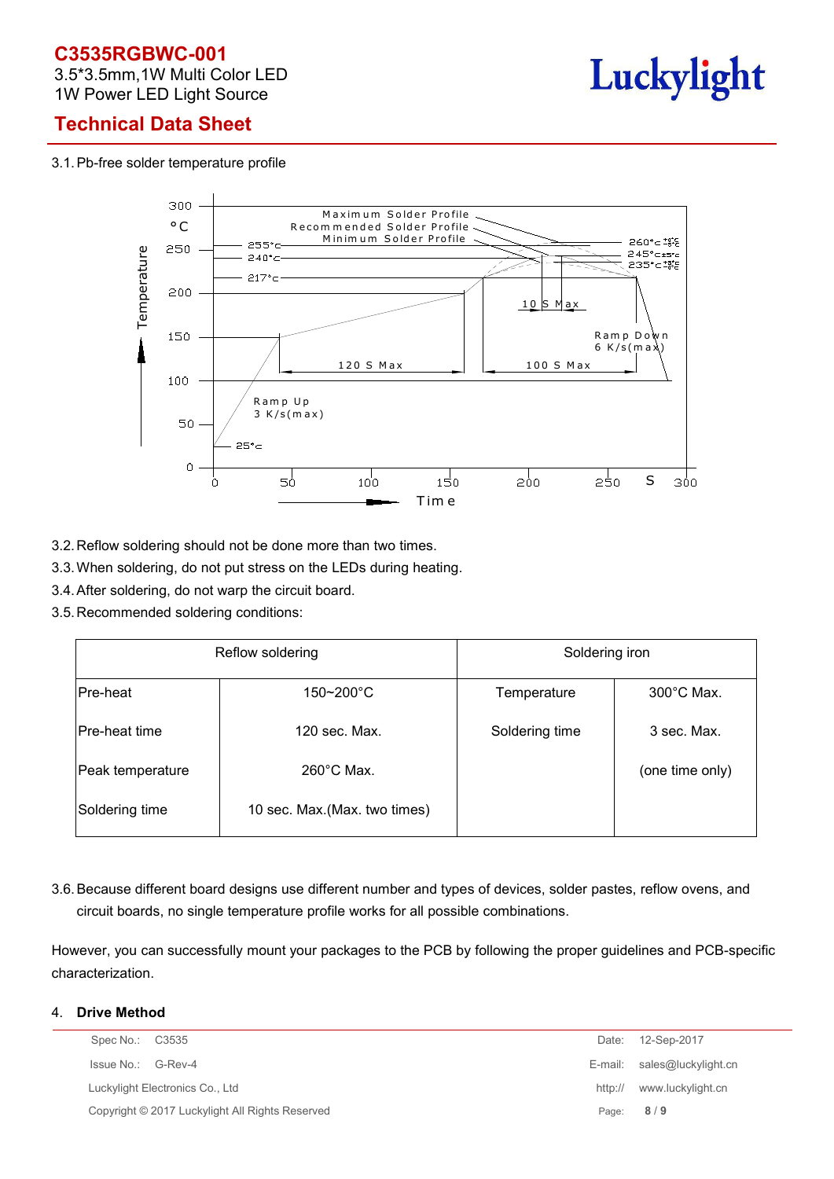3.1. Pb-free solder temperature profile

3.2. Reflow soldering should not be done more than two times.

3.3. When soldering, do not put stress on the LEDs during heating.

3.4. After soldering, do not warp the circuit board.

3.5. Recommended soldering conditions:

| Reflow soldering | | Soldering iron | |
|---|---|---|---|
| Pre-heat | 150~200°C | Temperature | 300°C Max. |
| Pre-heat time | 120 sec. Max. | Soldering time | 3 sec. Max. |
| Peak temperature | 260°C Max. | | (one time only) |
| Soldering time | 10 sec. Max.(Max. two times) | | |

3.6. Because different board designs use different number and types of devices, solder pastes, reflow ovens, and circuit boards, no single temperature profile works for all possible combinations.

However, you can successfully mount your packages to the PCB by following the proper guidelines and PCB-specific characterization.

4. **Drive Method**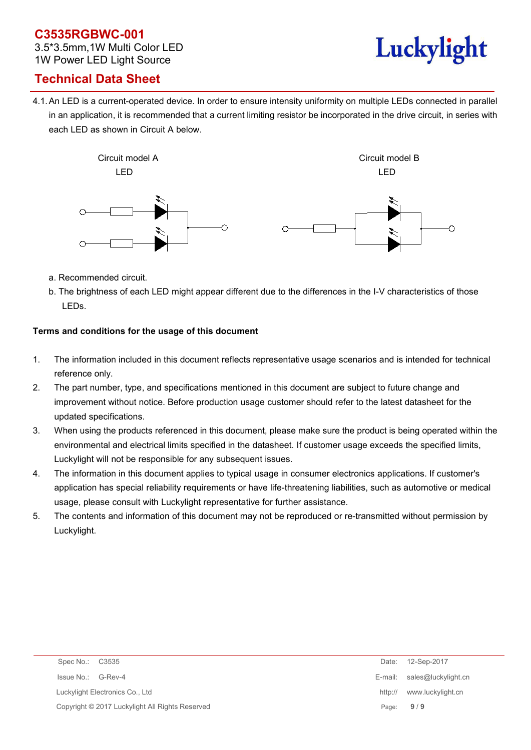4.1. An LED is a current-operated device. In order to ensure intensity uniformity on multiple LEDs connected in parallel in an application, it is recommended that a current limiting resistor be incorporated in the drive circuit, in series with each LED as shown in Circuit A below.

Circuit model A

LED

Circuit model B

LED

a. Recommended circuit.

b. The brightness of each LED might appear different due to the differences in the I-V characteristics of those LEDs.

**Terms and conditions for the usage of this document**

1. The information included in this document reflects representative usage scenarios and is intended for technical reference only.
2. The part number, type, and specifications mentioned in this document are subject to future change and improvement without notice. Before production usage customer should refer to the latest datasheet for the updated specifications.
3. When using the products referenced in this document, please make sure the product is being operated within the environmental and electrical limits specified in the datasheet. If customer usage exceeds the specified limits, Luckylight will not be responsible for any subsequent issues.
4. The information in this document applies to typical usage in consumer electronics applications. If customer's application has special reliability requirements or have life-threatening liabilities, such as automotive or medical usage, please consult with Luckylight representative for further assistance.
5. The contents and information of this document may not be reproduced or re-transmitted without permission by Luckylight.